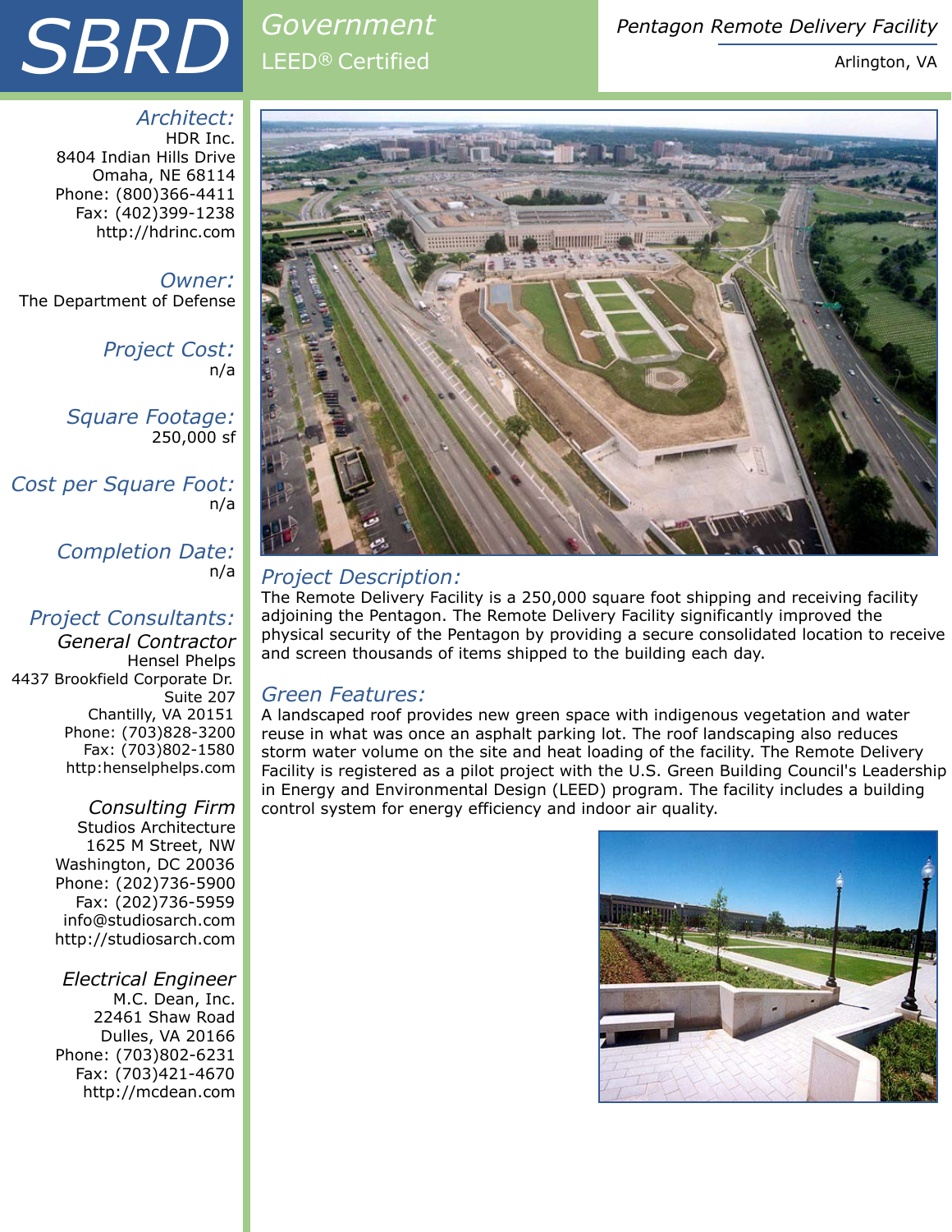# SBRD

## Government
LEED® Certified

## Pentagon Remote Delivery Facility
Arlington, VA

*Architect:*
HDR Inc.
8404 Indian Hills Drive
Omaha, NE 68114
Phone: (800)366-4411
Fax: (402)399-1238
http://hdrinc.com

*Owner:*
The Department of Defense

*Project Cost:*
n/a

*Square Footage:*
250,000 sf

*Cost per Square Foot:*
n/a

*Completion Date:*
n/a

*Project Consultants:*

*General Contractor*
Hensel Phelps
4437 Brookfield Corporate Dr.
Suite 207
Chantilly, VA 20151
Phone: (703)828-3200
Fax: (703)802-1580
http:henselphelps.com

*Consulting Firm*
Studios Architecture
1625 M Street, NW
Washington, DC 20036
Phone: (202)736-5900
Fax: (202)736-5959
info@studiosarch.com
http://studiosarch.com

*Electrical Engineer*
M.C. Dean, Inc.
22461 Shaw Road
Dulles, VA 20166
Phone: (703)802-6231
Fax: (703)421-4670
http://mcdean.com

### Project Description:
The Remote Delivery Facility is a 250,000 square foot shipping and receiving facility adjoining the Pentagon. The Remote Delivery Facility significantly improved the physical security of the Pentagon by providing a secure consolidated location to receive and screen thousands of items shipped to the building each day.

### Green Features:
A landscaped roof provides new green space with indigenous vegetation and water reuse in what was once an asphalt parking lot. The roof landscaping also reduces storm water volume on the site and heat loading of the facility. The Remote Delivery Facility is registered as a pilot project with the U.S. Green Building Council's Leadership in Energy and Environmental Design (LEED) program. The facility includes a building control system for energy efficiency and indoor air quality.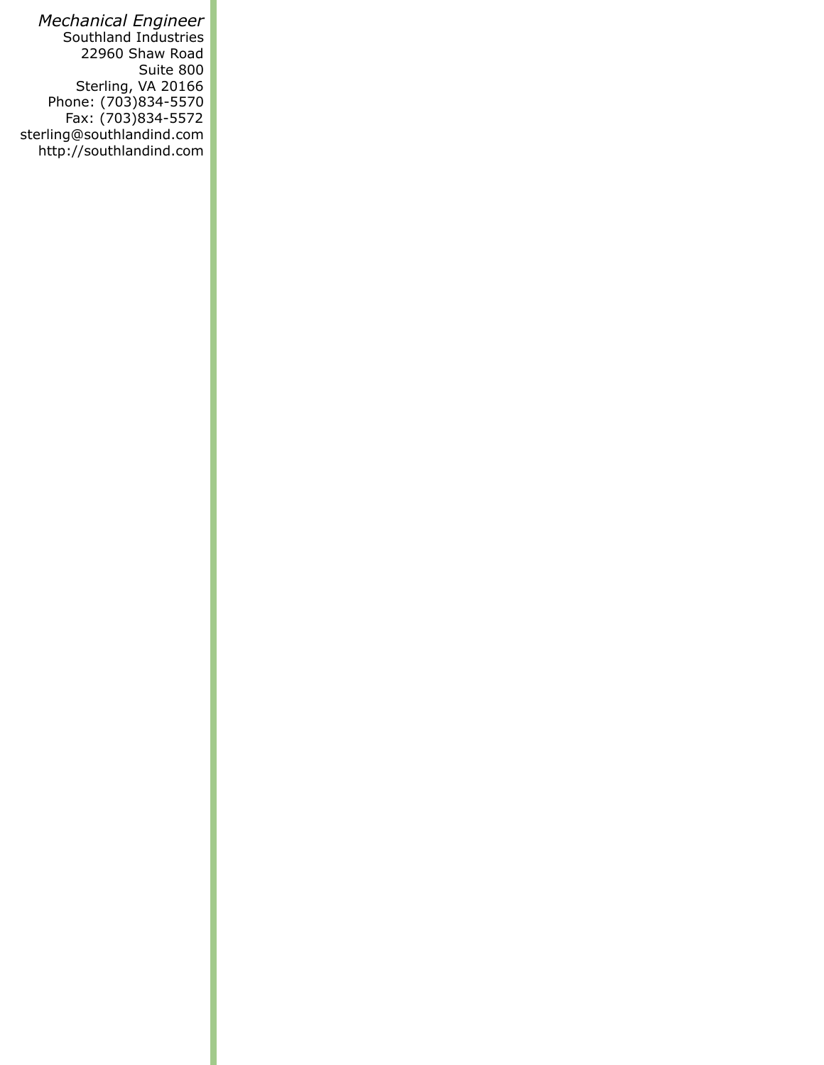*Mechanical Engineer*
Southland Industries
22960 Shaw Road
Suite 800
Sterling, VA 20166
Phone: (703)834-5570
Fax: (703)834-5572
sterling@southlandind.com
http://southlandind.com